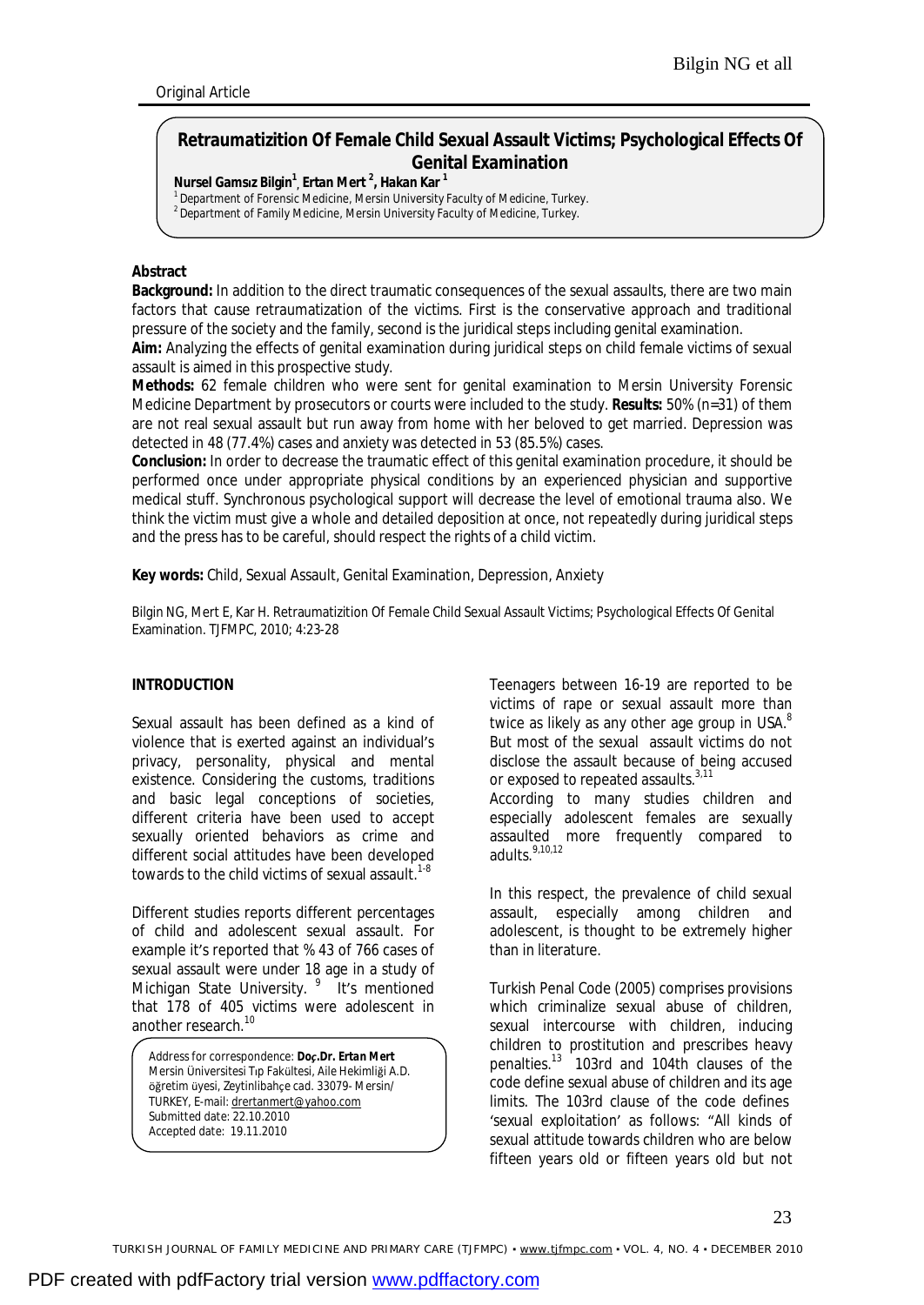Original Article

# Retraumatizition Of Female Child Sexual Assault Victims; Psychological Effects Of Genital Examination

**Nursel Gamsız Bilgin[1], Ertan Mert [2], Hakan Kar [1]**

[1] Department of Forensic Medicine, Mersin University Faculty of Medicine, Turkey.
[2] Department of Family Medicine, Mersin University Faculty of Medicine, Turkey.

## Abstract

**Background:** In addition to the direct traumatic consequences of the sexual assaults, there are two main factors that cause retraumatization of the victims. First is the conservative approach and traditional pressure of the society and the family, second is the juridical steps including genital examination.

**Aim:** Analyzing the effects of genital examination during juridical steps on child female victims of sexual assault is aimed in this prospective study.

**Methods:** 62 female children who were sent for genital examination to Mersin University Forensic Medicine Department by prosecutors or courts were included to the study. **Results:** 50% (n=31) of them are not real sexual assault but run away from home with her beloved to get married. Depression was detected in 48 (77.4%) cases and anxiety was detected in 53 (85.5%) cases.

**Conclusion:** In order to decrease the traumatic effect of this genital examination procedure, it should be performed once under appropriate physical conditions by an experienced physician and supportive medical stuff. Synchronous psychological support will decrease the level of emotional trauma also. We think the victim must give a whole and detailed deposition at once, not repeatedly during juridical steps and the press has to be careful, should respect the rights of a child victim.

**Key words:** Child, Sexual Assault, Genital Examination, Depression, Anxiety

Bilgin NG, Mert E, Kar H. Retraumatizition Of Female Child Sexual Assault Victims; Psychological Effects Of Genital Examination. TJFMPC, 2010; 4:23-28

## INTRODUCTION

Sexual assault has been defined as a kind of violence that is exerted against an individual's privacy, personality, physical and mental existence. Considering the customs, traditions and basic legal conceptions of societies, different criteria have been used to accept sexually oriented behaviors as crime and different social attitudes have been developed towards to the child victims of sexual assault.[1-8]

Different studies reports different percentages of child and adolescent sexual assault. For example it's reported that % 43 of 766 cases of sexual assault were under 18 age in a study of Michigan State University. [9] It's mentioned that 178 of 405 victims were adolescent in another research.[10]

Address for correspondence: **Doç.Dr. Ertan Mert**
Mersin Üniversitesi Tıp Fakültesi, Aile Hekimliği A.D. öğretim üyesi, Zeytinlibahçe cad. 33079- Mersin/ TURKEY, E-mail: drertanmert@yahoo.com
Submitted date: 22.10.2010
Accepted date: 19.11.2010

Teenagers between 16-19 are reported to be victims of rape or sexual assault more than twice as likely as any other age group in USA.[8] But most of the sexual assault victims do not disclose the assault because of being accused or exposed to repeated assaults.[3,11]

According to many studies children and especially adolescent females are sexually assaulted more frequently compared to adults.[9,10,12]

In this respect, the prevalence of child sexual assault, especially among children and adolescent, is thought to be extremely higher than in literature.

Turkish Penal Code (2005) comprises provisions which criminalize sexual abuse of children, sexual intercourse with children, inducing children to prostitution and prescribes heavy penalties.[13] 103rd and 104th clauses of the code define sexual abuse of children and its age limits. The 103rd clause of the code defines 'sexual exploitation' as follows: "All kinds of sexual attitude towards children who are below fifteen years old or fifteen years old but not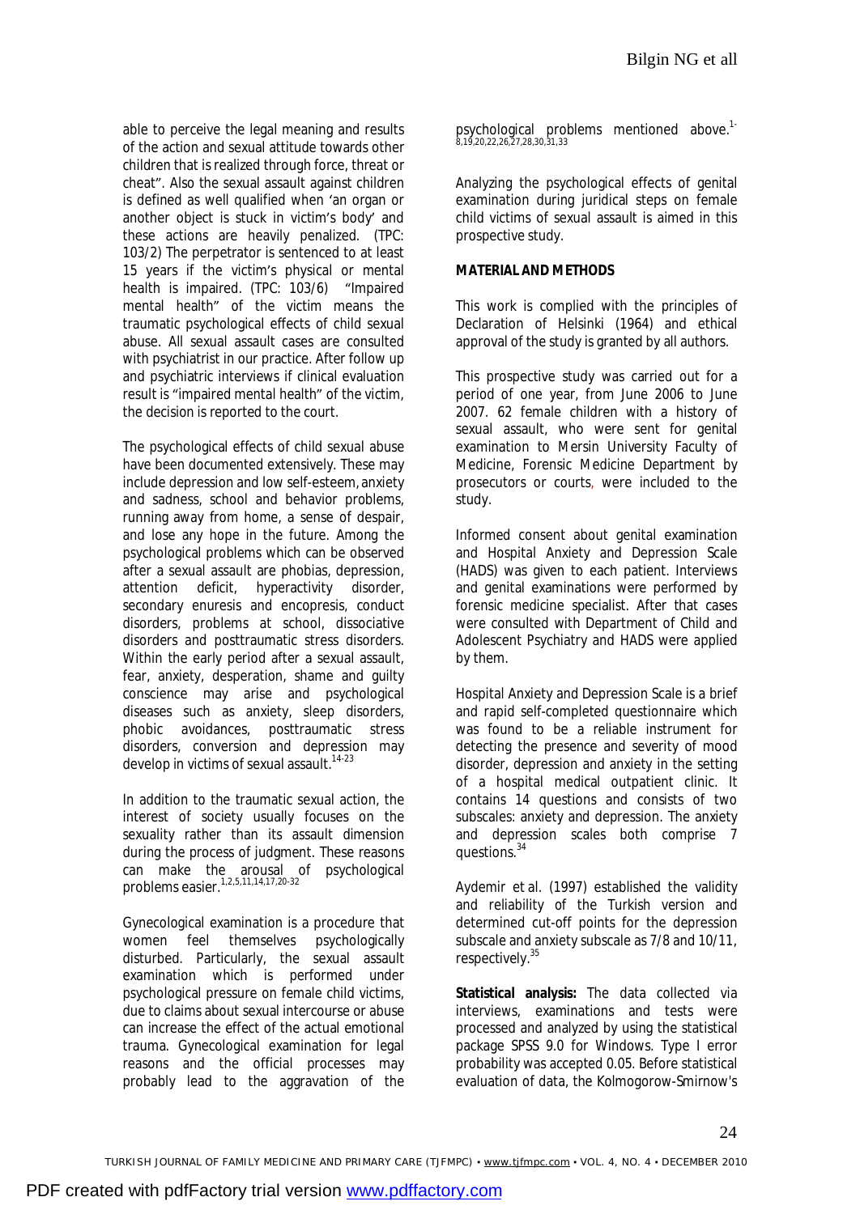able to perceive the legal meaning and results of the action and sexual attitude towards other children that is realized through force, threat or cheat". Also the sexual assault against children is defined as well qualified when 'an organ or another object is stuck in victim's body' and these actions are heavily penalized. (TPC: 103/2) The perpetrator is sentenced to at least 15 years if the victim's physical or mental health is impaired. (TPC: 103/6) "Impaired mental health" of the victim means the traumatic psychological effects of child sexual abuse. All sexual assault cases are consulted with psychiatrist in our practice. After follow up and psychiatric interviews if clinical evaluation result is "impaired mental health" of the victim, the decision is reported to the court.

The psychological effects of child sexual abuse have been documented extensively. These may include depression and low self-esteem, anxiety and sadness, school and behavior problems, running away from home, a sense of despair, and lose any hope in the future. Among the psychological problems which can be observed after a sexual assault are phobias, depression, attention deficit, hyperactivity disorder, secondary enuresis and encopresis, conduct disorders, problems at school, dissociative disorders and posttraumatic stress disorders. Within the early period after a sexual assault, fear, anxiety, desperation, shame and guilty conscience may arise and psychological diseases such as anxiety, sleep disorders, phobic avoidances, posttraumatic stress disorders, conversion and depression may develop in victims of sexual assault.[14-23]

In addition to the traumatic sexual action, the interest of society usually focuses on the sexuality rather than its assault dimension during the process of judgment. These reasons can make the arousal of psychological problems easier.[1,2,5,11,14,17,20-32]

Gynecological examination is a procedure that women feel themselves psychologically disturbed. Particularly, the sexual assault examination which is performed under psychological pressure on female child victims, due to claims about sexual intercourse or abuse can increase the effect of the actual emotional trauma. Gynecological examination for legal reasons and the official processes may probably lead to the aggravation of the psychological problems mentioned above.[1-8,19,20,22,26,27,28,30,31,33]

Analyzing the psychological effects of genital examination during juridical steps on female child victims of sexual assault is aimed in this prospective study.

**MATERIAL AND METHODS**

This work is complied with the principles of Declaration of Helsinki (1964) and ethical approval of the study is granted by all authors.

This prospective study was carried out for a period of one year, from June 2006 to June 2007. 62 female children with a history of sexual assault, who were sent for genital examination to Mersin University Faculty of Medicine, Forensic Medicine Department by prosecutors or courts, were included to the study.

Informed consent about genital examination and Hospital Anxiety and Depression Scale (HADS) was given to each patient. Interviews and genital examinations were performed by forensic medicine specialist. After that cases were consulted with Department of Child and Adolescent Psychiatry and HADS were applied by them.

Hospital Anxiety and Depression Scale is a brief and rapid self-completed questionnaire which was found to be a reliable instrument for detecting the presence and severity of mood disorder, depression and anxiety in the setting of a hospital medical outpatient clinic. It contains 14 questions and consists of two subscales: anxiety and depression. The anxiety and depression scales both comprise 7 questions.[34]

Aydemir et al. (1997) established the validity and reliability of the Turkish version and determined cut-off points for the depression subscale and anxiety subscale as 7/8 and 10/11, respectively.[35]

**Statistical analysis:** The data collected via interviews, examinations and tests were processed and analyzed by using the statistical package SPSS 9.0 for Windows. Type I error probability was accepted 0.05. Before statistical evaluation of data, the Kolmogorow-Smirnow's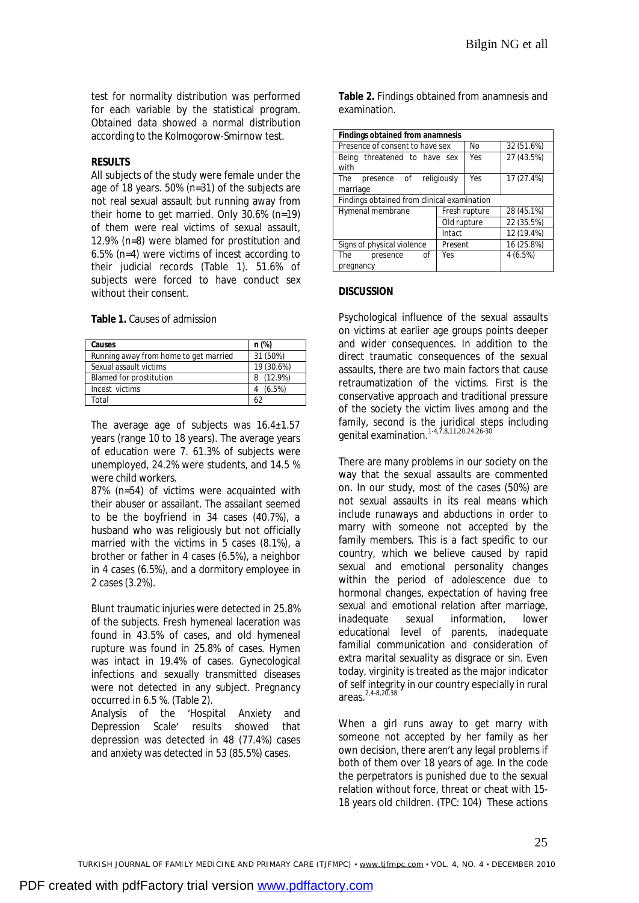test for normality distribution was performed for each variable by the statistical program. Obtained data showed a normal distribution according to the Kolmogorow-Smirnow test.

## RESULTS

All subjects of the study were female under the age of 18 years. 50% (n=31) of the subjects are not real sexual assault but running away from their home to get married. Only 30.6% (n=19) of them were real victims of sexual assault, 12.9% (n=8) were blamed for prostitution and 6.5% (n=4) were victims of incest according to their judicial records (Table 1). 51.6% of subjects were forced to have conduct sex without their consent.

**Table 1.** Causes of admission

| Causes | n (%) |
|---|---|
| Running away from home to get married | 31 (50%) |
| Sexual assault victims | 19 (30.6%) |
| Blamed for prostitution | 8 (12.9%) |
| Incest victims | 4 (6.5%) |
| Total | 62 |

The average age of subjects was 16.4±1.57 years (range 10 to 18 years). The average years of education were 7. 61.3% of subjects were unemployed, 24.2% were students, and 14.5 % were child workers.

87% (n=54) of victims were acquainted with their abuser or assailant. The assailant seemed to be the boyfriend in 34 cases (40.7%), a husband who was religiously but not officially married with the victims in 5 cases (8.1%), a brother or father in 4 cases (6.5%), a neighbor in 4 cases (6.5%), and a dormitory employee in 2 cases (3.2%).

Blunt traumatic injuries were detected in 25.8% of the subjects. Fresh hymeneal laceration was found in 43.5% of cases, and old hymeneal rupture was found in 25.8% of cases. Hymen was intact in 19.4% of cases. Gynecological infections and sexually transmitted diseases were not detected in any subject. Pregnancy occurred in 6.5 %. (Table 2).

Analysis of the 'Hospital Anxiety and Depression Scale' results showed that depression was detected in 48 (77.4%) cases and anxiety was detected in 53 (85.5%) cases.

**Table 2.** Findings obtained from anamnesis and examination.

| **Findings obtained from anamnesis** | | |
|---|---|---|
| Presence of consent to have sex | No | 32 (51.6%) |
| Being threatened to have sex with | Yes | 27 (43.5%) |
| The presence of religiously marriage | Yes | 17 (27.4%) |
| **Findings obtained from clinical examination** | | |
| Hymenal membrane | Fresh rupture | 28 (45.1%) |
| | Old rupture | 22 (35.5%) |
| | Intact | 12 (19.4%) |
| Signs of physical violence | Present | 16 (25.8%) |
| The presence of pregnancy | Yes | 4 (6.5%) |

## DISCUSSION

Psychological influence of the sexual assaults on victims at earlier age groups points deeper and wider consequences. In addition to the direct traumatic consequences of the sexual assaults, there are two main factors that cause retraumatization of the victims. First is the conservative approach and traditional pressure of the society the victim lives among and the family, second is the juridical steps including genital examination.[1-4,7,8,11,20,24,26-30]

There are many problems in our society on the way that the sexual assaults are commented on. In our study, most of the cases (50%) are not sexual assaults in its real means which include runaways and abductions in order to marry with someone not accepted by the family members. This is a fact specific to our country, which we believe caused by rapid sexual and emotional personality changes within the period of adolescence due to hormonal changes, expectation of having free sexual and emotional relation after marriage, inadequate sexual information, lower educational level of parents, inadequate familial communication and consideration of extra marital sexuality as disgrace or sin. Even today, virginity is treated as the major indicator of self integrity in our country especially in rural areas.[2,4-8,20,38]

When a girl runs away to get marry with someone not accepted by her family as her own decision, there aren't any legal problems if both of them over 18 years of age. In the code the perpetrators is punished due to the sexual relation without force, threat or cheat with 15-18 years old children. (TPC: 104) These actions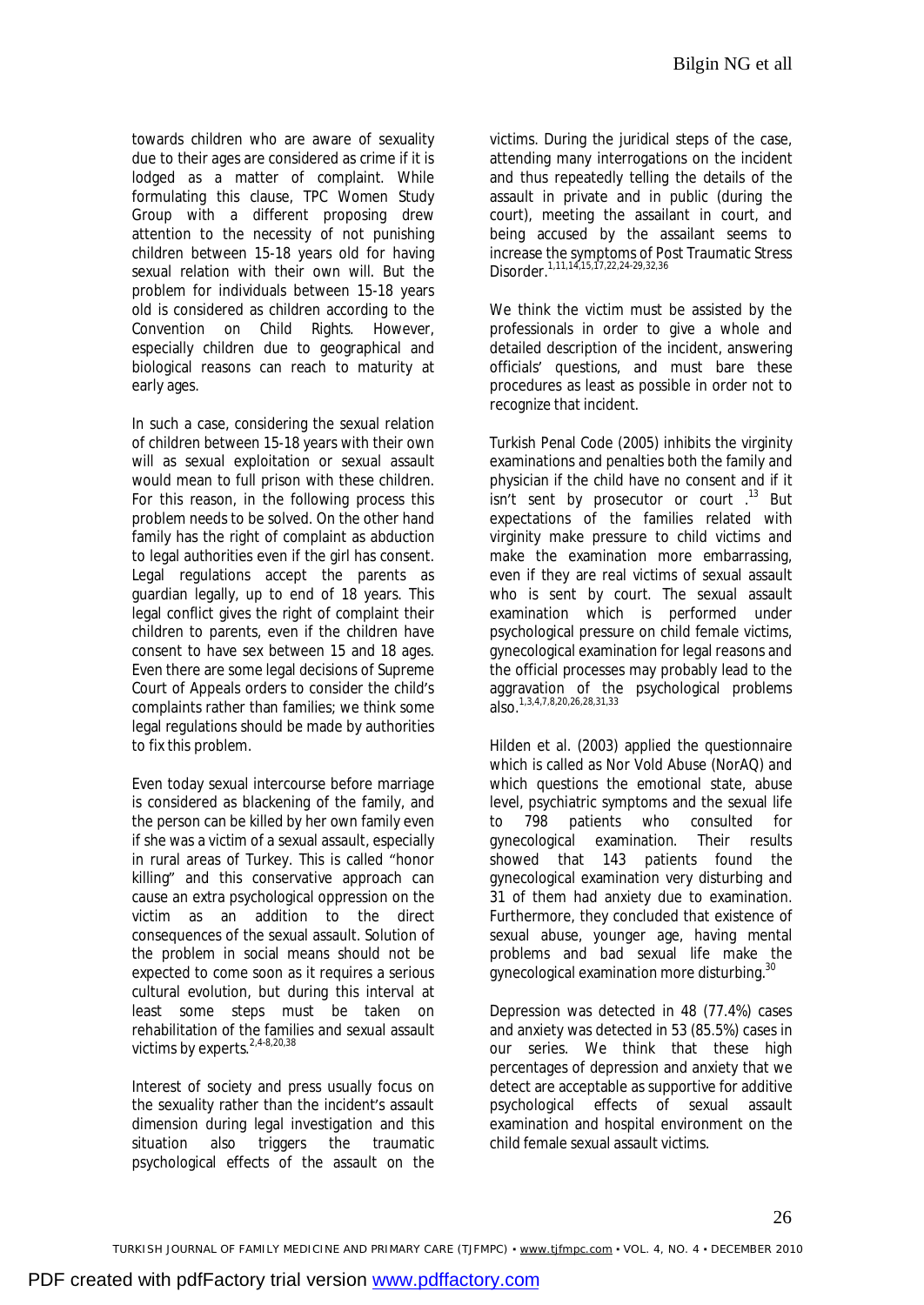towards children who are aware of sexuality due to their ages are considered as crime if it is lodged as a matter of complaint. While formulating this clause, TPC Women Study Group with a different proposing drew attention to the necessity of not punishing children between 15-18 years old for having sexual relation with their own will. But the problem for individuals between 15-18 years old is considered as children according to the Convention on Child Rights. However, especially children due to geographical and biological reasons can reach to maturity at early ages.

In such a case, considering the sexual relation of children between 15-18 years with their own will as sexual exploitation or sexual assault would mean to full prison with these children. For this reason, in the following process this problem needs to be solved. On the other hand family has the right of complaint as abduction to legal authorities even if the girl has consent. Legal regulations accept the parents as guardian legally, up to end of 18 years. This legal conflict gives the right of complaint their children to parents, even if the children have consent to have sex between 15 and 18 ages. Even there are some legal decisions of Supreme Court of Appeals orders to consider the child's complaints rather than families; we think some legal regulations should be made by authorities to fix this problem.

Even today sexual intercourse before marriage is considered as blackening of the family, and the person can be killed by her own family even if she was a victim of a sexual assault, especially in rural areas of Turkey. This is called "honor killing" and this conservative approach can cause an extra psychological oppression on the victim as an addition to the direct consequences of the sexual assault. Solution of the problem in social means should not be expected to come soon as it requires a serious cultural evolution, but during this interval at least some steps must be taken on rehabilitation of the families and sexual assault victims by experts.[2,4-8,20,38]

Interest of society and press usually focus on the sexuality rather than the incident's assault dimension during legal investigation and this situation also triggers the traumatic psychological effects of the assault on the victims. During the juridical steps of the case, attending many interrogations on the incident and thus repeatedly telling the details of the assault in private and in public (during the court), meeting the assailant in court, and being accused by the assailant seems to increase the symptoms of Post Traumatic Stress Disorder.[1,11,14,15,17,22,24-29,32,36]

We think the victim must be assisted by the professionals in order to give a whole and detailed description of the incident, answering officials' questions, and must bare these procedures as least as possible in order not to recognize that incident.

Turkish Penal Code (2005) inhibits the virginity examinations and penalties both the family and physician if the child have no consent and if it isn't sent by prosecutor or court .[13] But expectations of the families related with virginity make pressure to child victims and make the examination more embarrassing, even if they are real victims of sexual assault who is sent by court. The sexual assault examination which is performed under psychological pressure on child female victims, gynecological examination for legal reasons and the official processes may probably lead to the aggravation of the psychological problems also.[1,3,4,7,8,20,26,28,31,33]

Hilden et al. (2003) applied the questionnaire which is called as Nor Vold Abuse (NorAQ) and which questions the emotional state, abuse level, psychiatric symptoms and the sexual life to 798 patients who consulted for gynecological examination. Their results showed that 143 patients found the gynecological examination very disturbing and 31 of them had anxiety due to examination. Furthermore, they concluded that existence of sexual abuse, younger age, having mental problems and bad sexual life make the gynecological examination more disturbing.[30]

Depression was detected in 48 (77.4%) cases and anxiety was detected in 53 (85.5%) cases in our series. We think that these high percentages of depression and anxiety that we detect are acceptable as supportive for additive psychological effects of sexual assault examination and hospital environment on the child female sexual assault victims.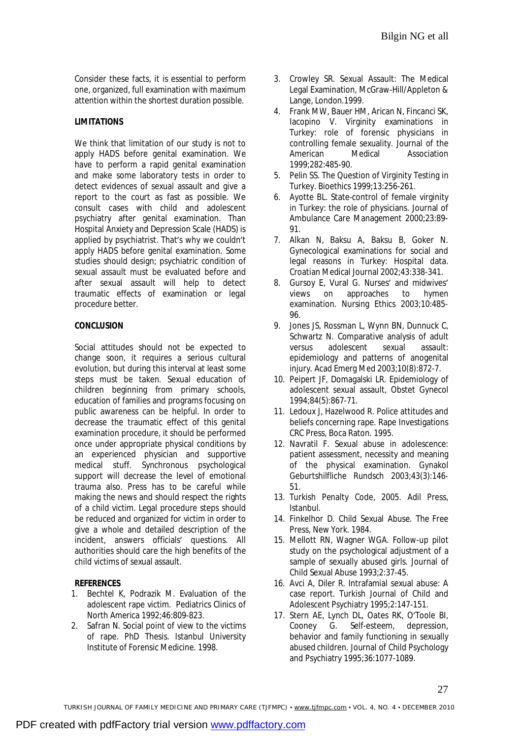Consider these facts, it is essential to perform one, organized, full examination with maximum attention within the shortest duration possible.

**LIMITATIONS**

We think that limitation of our study is not to apply HADS before genital examination. We have to perform a rapid genital examination and make some laboratory tests in order to detect evidences of sexual assault and give a report to the court as fast as possible. We consult cases with child and adolescent psychiatry after genital examination. Than Hospital Anxiety and Depression Scale (HADS) is applied by psychiatrist. That's why we couldn't apply HADS before genital examination. Some studies should design; psychiatric condition of sexual assault must be evaluated before and after sexual assault will help to detect traumatic effects of examination or legal procedure better.

**CONCLUSION**

Social attitudes should not be expected to change soon, it requires a serious cultural evolution, but during this interval at least some steps must be taken. Sexual education of children beginning from primary schools, education of families and programs focusing on public awareness can be helpful. In order to decrease the traumatic effect of this genital examination procedure, it should be performed once under appropriate physical conditions by an experienced physician and supportive medical stuff. Synchronous psychological support will decrease the level of emotional trauma also. Press has to be careful while making the news and should respect the rights of a child victim. Legal procedure steps should be reduced and organized for victim in order to give a whole and detailed description of the incident, answers officials' questions. All authorities should care the high benefits of the child victims of sexual assault.

**REFERENCES**

1. Bechtel K, Podrazik M. Evaluation of the adolescent rape victim. Pediatrics Clinics of North America 1992;46:809-823.
2. Safran N. Social point of view to the victims of rape. PhD Thesis. Istanbul University Institute of Forensic Medicine. 1998.
3. Crowley SR. Sexual Assault: The Medical Legal Examination, McGraw-Hill/Appleton & Lange, London.1999.
4. Frank MW, Bauer HM, Arican N, Fincanci SK, Iacopino V. Virginity examinations in Turkey: role of forensic physicians in controlling female sexuality. Journal of the American Medical Association 1999;282:485-90.
5. Pelin SS. The Question of Virginity Testing in Turkey. Bioethics 1999;13:256-261.
6. Ayotte BL. State-control of female virginity in Turkey: the role of physicians. Journal of Ambulance Care Management 2000;23:89-91.
7. Alkan N, Baksu A, Baksu B, Goker N. Gynecological examinations for social and legal reasons in Turkey: Hospital data. Croatian Medical Journal 2002;43:338-341.
8. Gursoy E, Vural G. Nurses' and midwives' views on approaches to hymen examination. Nursing Ethics 2003;10:485-96.
9. Jones JS, Rossman L, Wynn BN, Dunnuck C, Schwartz N. Comparative analysis of adult versus adolescent sexual assault: epidemiology and patterns of anogenital injury. Acad Emerg Med 2003;10(8):872-7.
10. Peipert JF, Domagalski LR. Epidemiology of adolescent sexual assault, Obstet Gynecol 1994;84(5):867-71.
11. Ledoux J, Hazelwood R. Police attitudes and beliefs concerning rape. Rape Investigations CRC Press, Boca Raton. 1995.
12. Navratil F. Sexual abuse in adolescence: patient assessment, necessity and meaning of the physical examination. Gynakol Geburtshilfliche Rundsch 2003;43(3):146-51.
13. Turkish Penalty Code, 2005. Adil Press, Istanbul.
14. Finkelhor D. Child Sexual Abuse. The Free Press, New York. 1984.
15. Mellott RN, Wagner WGA. Follow-up pilot study on the psychological adjustment of a sample of sexually abused girls. Journal of Child Sexual Abuse 1993;2:37-45.
16. Avci A, Diler R. Intrafamial sexual abuse: A case report. Turkish Journal of Child and Adolescent Psychiatry 1995;2:147-151.
17. Stern AE, Lynch DL, Oates RK, O'Toole BI, Cooney G. Self-esteem, depression, behavior and family functioning in sexually abused children. Journal of Child Psychology and Psychiatry 1995;36:1077-1089.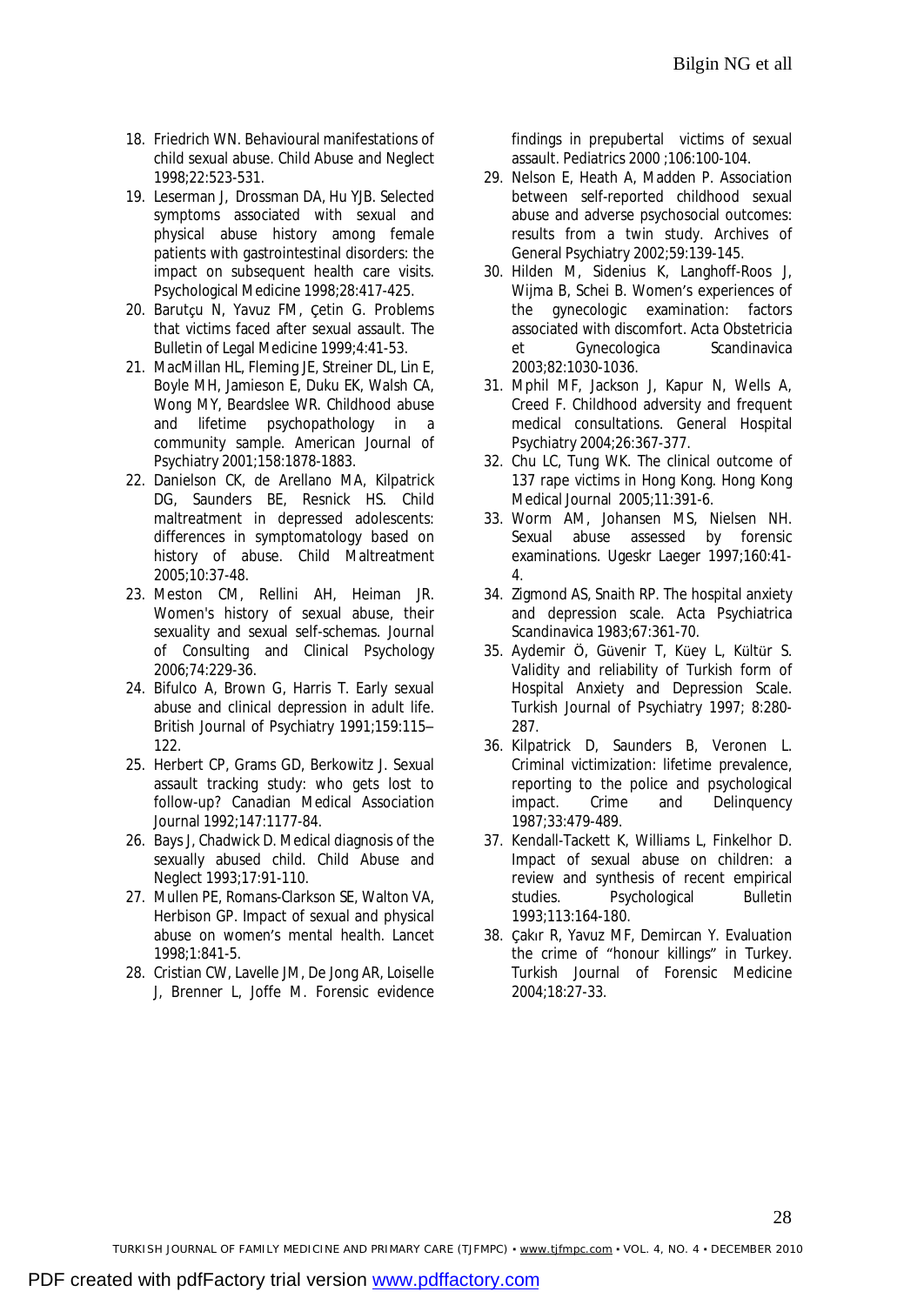18. Friedrich WN. Behavioural manifestations of child sexual abuse. Child Abuse and Neglect 1998;22:523-531.
19. Leserman J, Drossman DA, Hu YJB. Selected symptoms associated with sexual and physical abuse history among female patients with gastrointestinal disorders: the impact on subsequent health care visits. Psychological Medicine 1998;28:417-425.
20. Barutçu N, Yavuz FM, Çetin G. Problems that victims faced after sexual assault. The Bulletin of Legal Medicine 1999;4:41-53.
21. MacMillan HL, Fleming JE, Streiner DL, Lin E, Boyle MH, Jamieson E, Duku EK, Walsh CA, Wong MY, Beardslee WR. Childhood abuse and lifetime psychopathology in a community sample. American Journal of Psychiatry 2001;158:1878-1883.
22. Danielson CK, de Arellano MA, Kilpatrick DG, Saunders BE, Resnick HS. Child maltreatment in depressed adolescents: differences in symptomatology based on history of abuse. Child Maltreatment 2005;10:37-48.
23. Meston CM, Rellini AH, Heiman JR. Women's history of sexual abuse, their sexuality and sexual self-schemas. Journal of Consulting and Clinical Psychology 2006;74:229-36.
24. Bifulco A, Brown G, Harris T. Early sexual abuse and clinical depression in adult life. British Journal of Psychiatry 1991;159:115–122.
25. Herbert CP, Grams GD, Berkowitz J. Sexual assault tracking study: who gets lost to follow-up? Canadian Medical Association Journal 1992;147:1177-84.
26. Bays J, Chadwick D. Medical diagnosis of the sexually abused child. Child Abuse and Neglect 1993;17:91-110.
27. Mullen PE, Romans-Clarkson SE, Walton VA, Herbison GP. Impact of sexual and physical abuse on women's mental health. Lancet 1998;1:841-5.
28. Cristian CW, Lavelle JM, De Jong AR, Loiselle J, Brenner L, Joffe M. Forensic evidence findings in prepubertal victims of sexual assault. Pediatrics 2000 ;106:100-104.
29. Nelson E, Heath A, Madden P. Association between self-reported childhood sexual abuse and adverse psychosocial outcomes: results from a twin study. Archives of General Psychiatry 2002;59:139-145.
30. Hilden M, Sidenius K, Langhoff-Roos J, Wijma B, Schei B. Women's experiences of the gynecologic examination: factors associated with discomfort. Acta Obstetricia et Gynecologica Scandinavica 2003;82:1030-1036.
31. Mphil MF, Jackson J, Kapur N, Wells A, Creed F. Childhood adversity and frequent medical consultations. General Hospital Psychiatry 2004;26:367-377.
32. Chu LC, Tung WK. The clinical outcome of 137 rape victims in Hong Kong. Hong Kong Medical Journal 2005;11:391-6.
33. Worm AM, Johansen MS, Nielsen NH. Sexual abuse assessed by forensic examinations. Ugeskr Laeger 1997;160:41-4.
34. Zigmond AS, Snaith RP. The hospital anxiety and depression scale. Acta Psychiatrica Scandinavica 1983;67:361-70.
35. Aydemir Ö, Güvenir T, Küey L, Kültür S. Validity and reliability of Turkish form of Hospital Anxiety and Depression Scale. Turkish Journal of Psychiatry 1997; 8:280-287.
36. Kilpatrick D, Saunders B, Veronen L. Criminal victimization: lifetime prevalence, reporting to the police and psychological impact. Crime and Delinquency 1987;33:479-489.
37. Kendall-Tackett K, Williams L, Finkelhor D. Impact of sexual abuse on children: a review and synthesis of recent empirical studies. Psychological Bulletin 1993;113:164-180.
38. Çakır R, Yavuz MF, Demircan Y. Evaluation the crime of "honour killings" in Turkey. Turkish Journal of Forensic Medicine 2004;18:27-33.